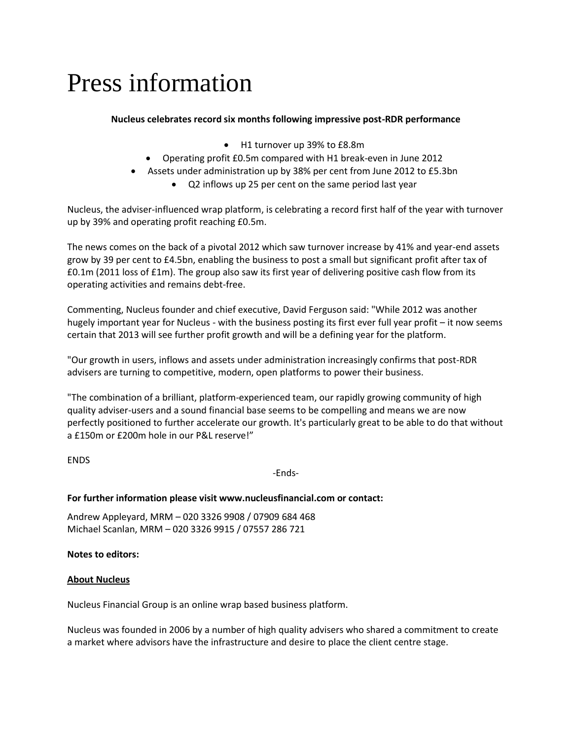# Press information

**Nucleus celebrates record six months following impressive post-RDR performance**

- H1 turnover up 39% to £8.8m
- Operating profit £0.5m compared with H1 break-even in June 2012
- Assets under administration up by 38% per cent from June 2012 to £5.3bn
- Q2 inflows up 25 per cent on the same period last year

Nucleus, the adviser-influenced wrap platform, is celebrating a record first half of the year with turnover up by 39% and operating profit reaching £0.5m.

The news comes on the back of a pivotal 2012 which saw turnover increase by 41% and year-end assets grow by 39 per cent to £4.5bn, enabling the business to post a small but significant profit after tax of £0.1m (2011 loss of £1m). The group also saw its first year of delivering positive cash flow from its operating activities and remains debt-free.

Commenting, Nucleus founder and chief executive, David Ferguson said: "While 2012 was another hugely important year for Nucleus - with the business posting its first ever full year profit – it now seems certain that 2013 will see further profit growth and will be a defining year for the platform.

"Our growth in users, inflows and assets under administration increasingly confirms that post-RDR advisers are turning to competitive, modern, open platforms to power their business.

"The combination of a brilliant, platform-experienced team, our rapidly growing community of high quality adviser-users and a sound financial base seems to be compelling and means we are now perfectly positioned to further accelerate our growth. It's particularly great to be able to do that without a £150m or £200m hole in our P&L reserve!"

ENDS

-Ends-

**For further information please visit www.nucleusfinancial.com or contact:**

Andrew Appleyard, MRM – 020 3326 9908 / 07909 684 468
Michael Scanlan, MRM – 020 3326 9915 / 07557 286 721

**Notes to editors:**

**About Nucleus**

Nucleus Financial Group is an online wrap based business platform.

Nucleus was founded in 2006 by a number of high quality advisers who shared a commitment to create a market where advisors have the infrastructure and desire to place the client centre stage.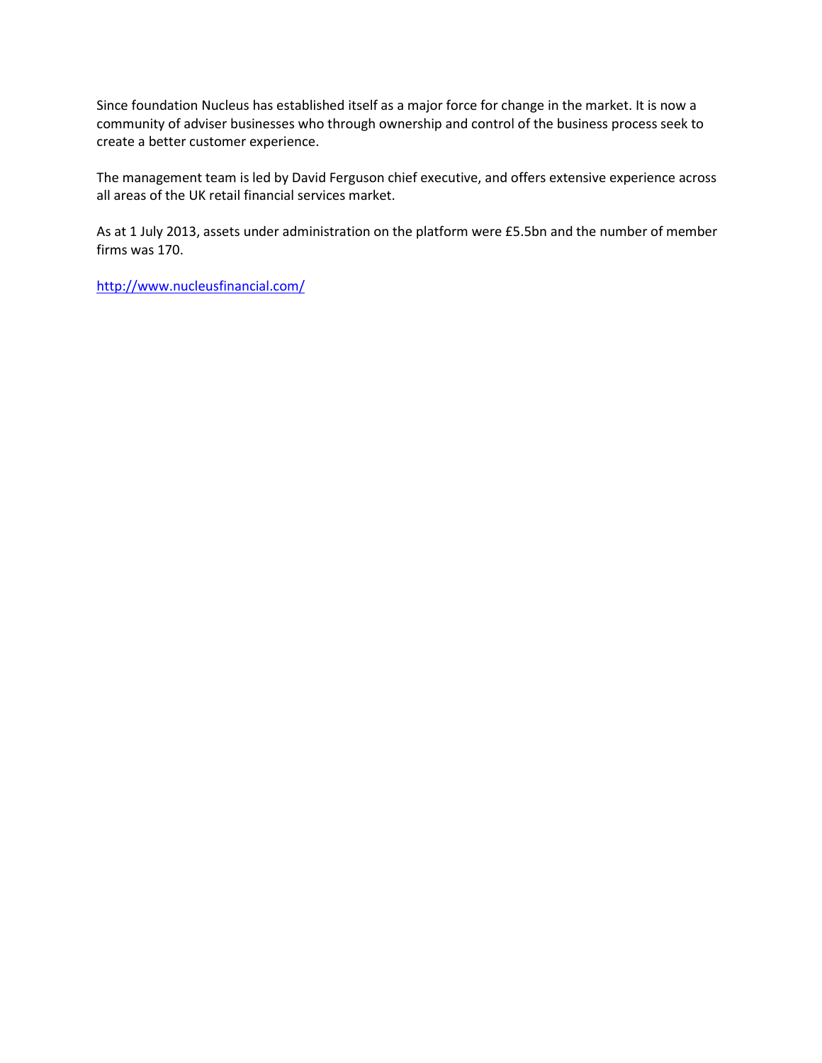Since foundation Nucleus has established itself as a major force for change in the market. It is now a community of adviser businesses who through ownership and control of the business process seek to create a better customer experience.

The management team is led by David Ferguson chief executive, and offers extensive experience across all areas of the UK retail financial services market.

As at 1 July 2013, assets under administration on the platform were £5.5bn and the number of member firms was 170.

http://www.nucleusfinancial.com/